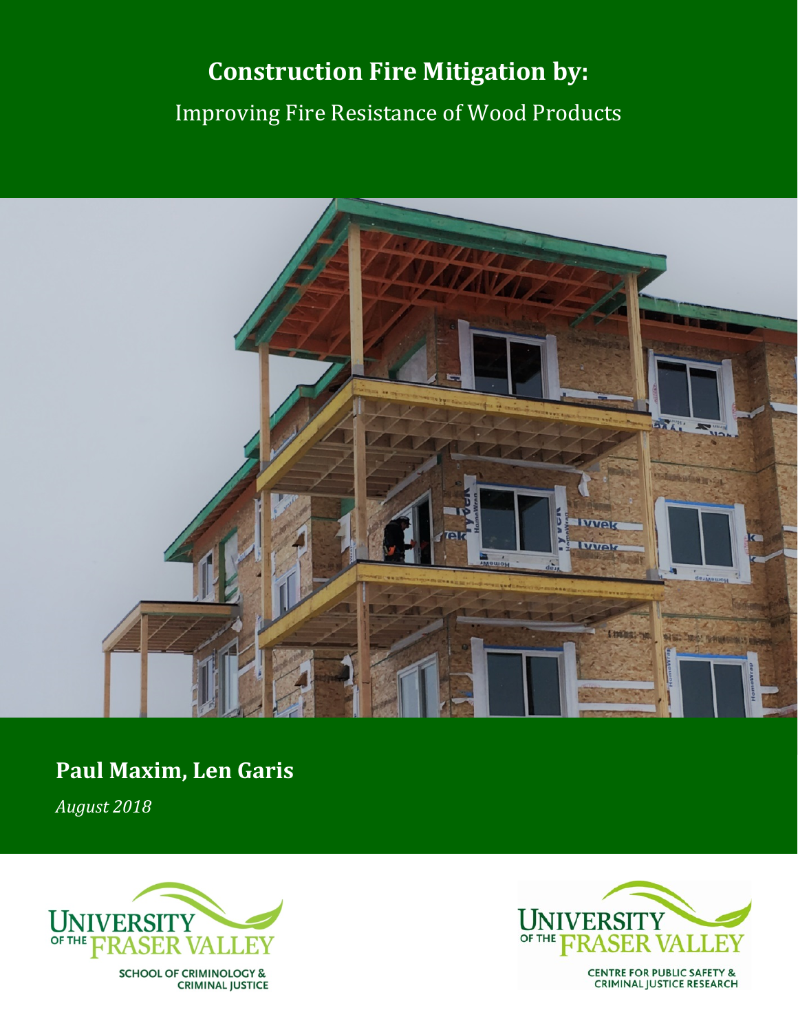# Construction Fire Mitigation by:

## Improving Fire Resistance of Wood Products

**Paul Maxim, Len Garis**

*August 2018*

UNIVERSITY OF THE FRASER VALLEY
SCHOOL OF CRIMINOLOGY & CRIMINAL JUSTICE

UNIVERSITY OF THE FRASER VALLEY
CENTRE FOR PUBLIC SAFETY & CRIMINAL JUSTICE RESEARCH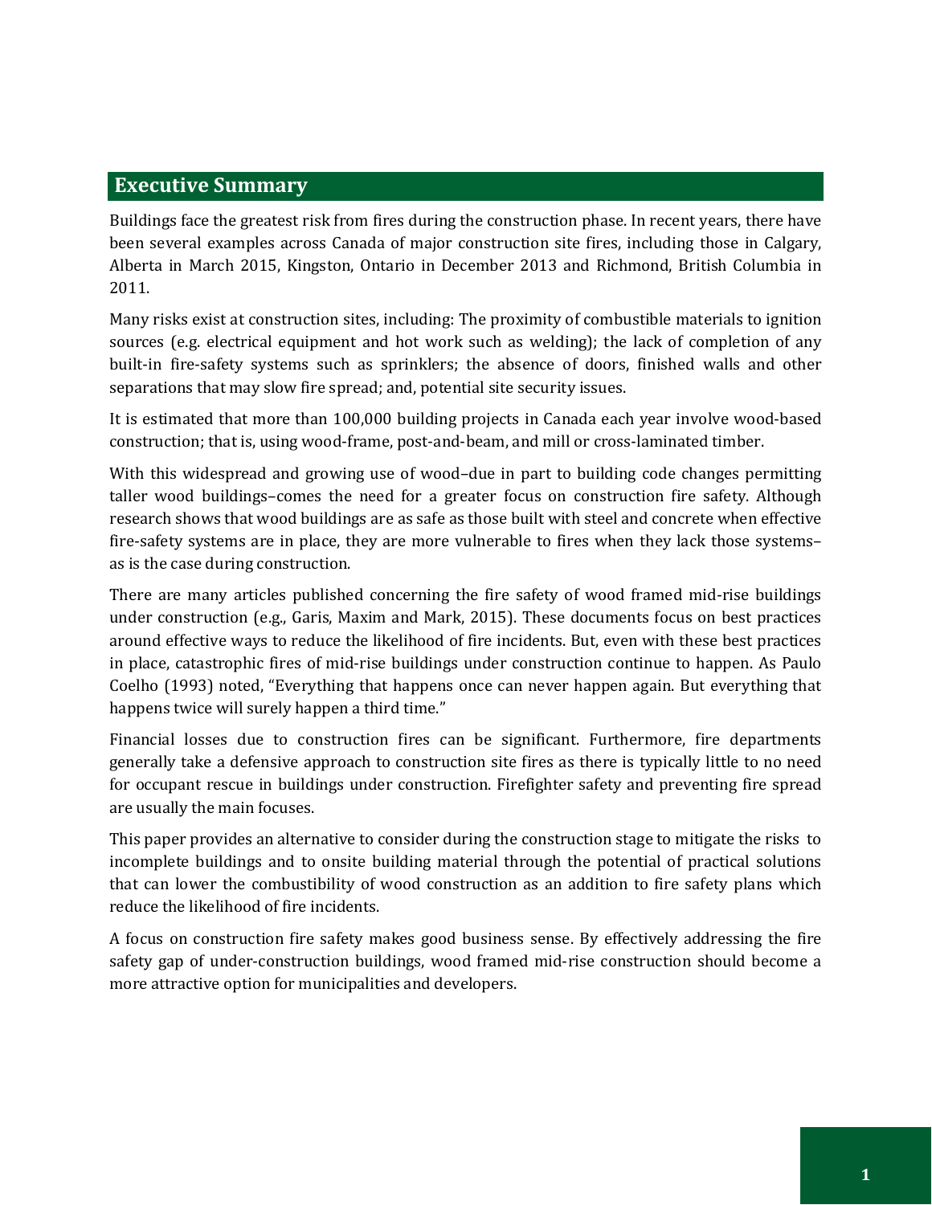## Executive Summary

Buildings face the greatest risk from fires during the construction phase. In recent years, there have been several examples across Canada of major construction site fires, including those in Calgary, Alberta in March 2015, Kingston, Ontario in December 2013 and Richmond, British Columbia in 2011.

Many risks exist at construction sites, including: The proximity of combustible materials to ignition sources (e.g. electrical equipment and hot work such as welding); the lack of completion of any built-in fire-safety systems such as sprinklers; the absence of doors, finished walls and other separations that may slow fire spread; and, potential site security issues.

It is estimated that more than 100,000 building projects in Canada each year involve wood-based construction; that is, using wood-frame, post-and-beam, and mill or cross-laminated timber.

With this widespread and growing use of wood–due in part to building code changes permitting taller wood buildings–comes the need for a greater focus on construction fire safety. Although research shows that wood buildings are as safe as those built with steel and concrete when effective fire-safety systems are in place, they are more vulnerable to fires when they lack those systems–as is the case during construction.

There are many articles published concerning the fire safety of wood framed mid-rise buildings under construction (e.g., Garis, Maxim and Mark, 2015). These documents focus on best practices around effective ways to reduce the likelihood of fire incidents. But, even with these best practices in place, catastrophic fires of mid-rise buildings under construction continue to happen. As Paulo Coelho (1993) noted, "Everything that happens once can never happen again. But everything that happens twice will surely happen a third time."

Financial losses due to construction fires can be significant. Furthermore, fire departments generally take a defensive approach to construction site fires as there is typically little to no need for occupant rescue in buildings under construction. Firefighter safety and preventing fire spread are usually the main focuses.

This paper provides an alternative to consider during the construction stage to mitigate the risks to incomplete buildings and to onsite building material through the potential of practical solutions that can lower the combustibility of wood construction as an addition to fire safety plans which reduce the likelihood of fire incidents.

A focus on construction fire safety makes good business sense. By effectively addressing the fire safety gap of under-construction buildings, wood framed mid-rise construction should become a more attractive option for municipalities and developers.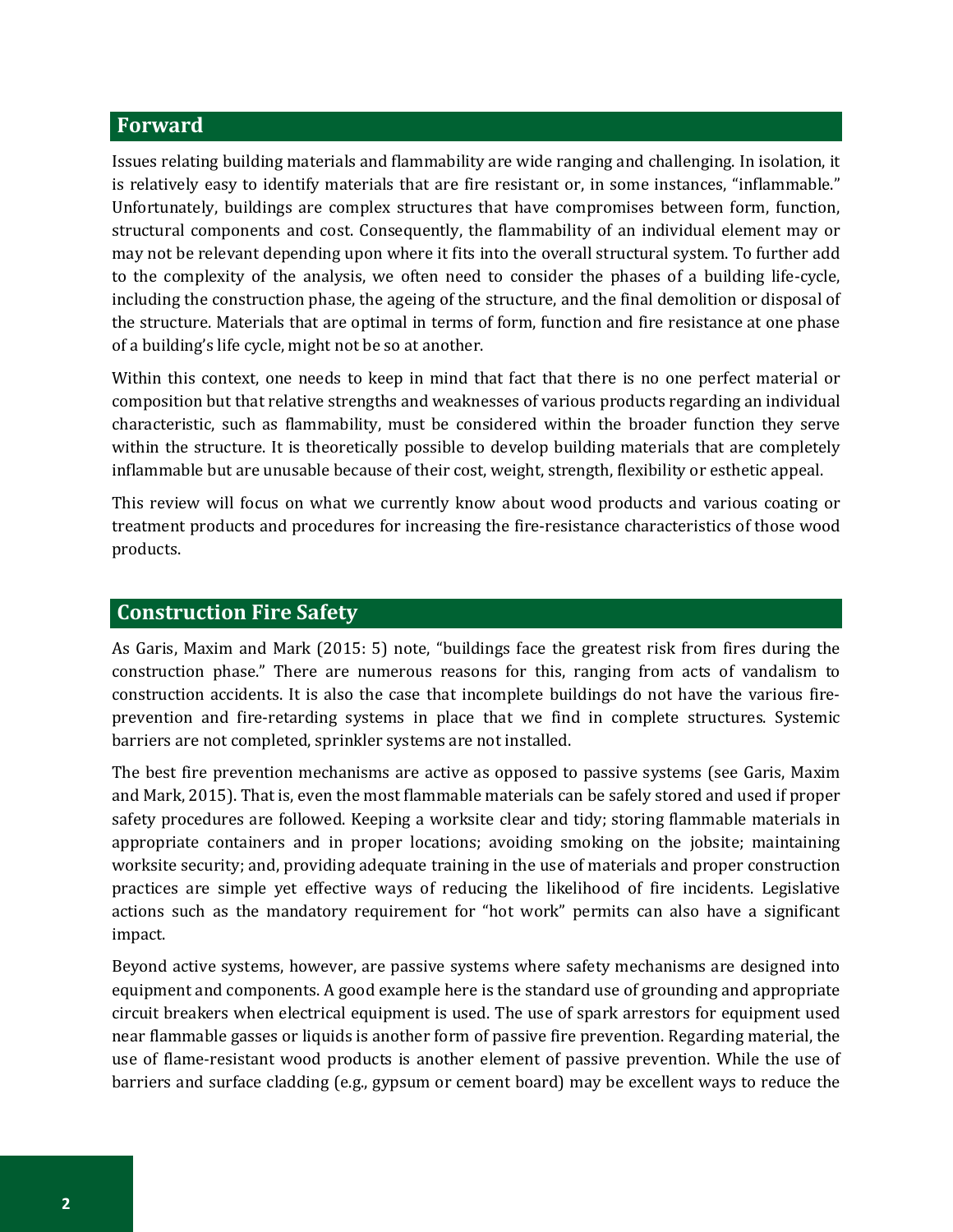## Forward

Issues relating building materials and flammability are wide ranging and challenging. In isolation, it is relatively easy to identify materials that are fire resistant or, in some instances, "inflammable." Unfortunately, buildings are complex structures that have compromises between form, function, structural components and cost. Consequently, the flammability of an individual element may or may not be relevant depending upon where it fits into the overall structural system. To further add to the complexity of the analysis, we often need to consider the phases of a building life-cycle, including the construction phase, the ageing of the structure, and the final demolition or disposal of the structure. Materials that are optimal in terms of form, function and fire resistance at one phase of a building's life cycle, might not be so at another.

Within this context, one needs to keep in mind that fact that there is no one perfect material or composition but that relative strengths and weaknesses of various products regarding an individual characteristic, such as flammability, must be considered within the broader function they serve within the structure. It is theoretically possible to develop building materials that are completely inflammable but are unusable because of their cost, weight, strength, flexibility or esthetic appeal.

This review will focus on what we currently know about wood products and various coating or treatment products and procedures for increasing the fire-resistance characteristics of those wood products.

## Construction Fire Safety

As Garis, Maxim and Mark (2015: 5) note, "buildings face the greatest risk from fires during the construction phase." There are numerous reasons for this, ranging from acts of vandalism to construction accidents. It is also the case that incomplete buildings do not have the various fire-prevention and fire-retarding systems in place that we find in complete structures. Systemic barriers are not completed, sprinkler systems are not installed.

The best fire prevention mechanisms are active as opposed to passive systems (see Garis, Maxim and Mark, 2015). That is, even the most flammable materials can be safely stored and used if proper safety procedures are followed. Keeping a worksite clear and tidy; storing flammable materials in appropriate containers and in proper locations; avoiding smoking on the jobsite; maintaining worksite security; and, providing adequate training in the use of materials and proper construction practices are simple yet effective ways of reducing the likelihood of fire incidents. Legislative actions such as the mandatory requirement for "hot work" permits can also have a significant impact.

Beyond active systems, however, are passive systems where safety mechanisms are designed into equipment and components. A good example here is the standard use of grounding and appropriate circuit breakers when electrical equipment is used. The use of spark arrestors for equipment used near flammable gasses or liquids is another form of passive fire prevention. Regarding material, the use of flame-resistant wood products is another element of passive prevention. While the use of barriers and surface cladding (e.g., gypsum or cement board) may be excellent ways to reduce the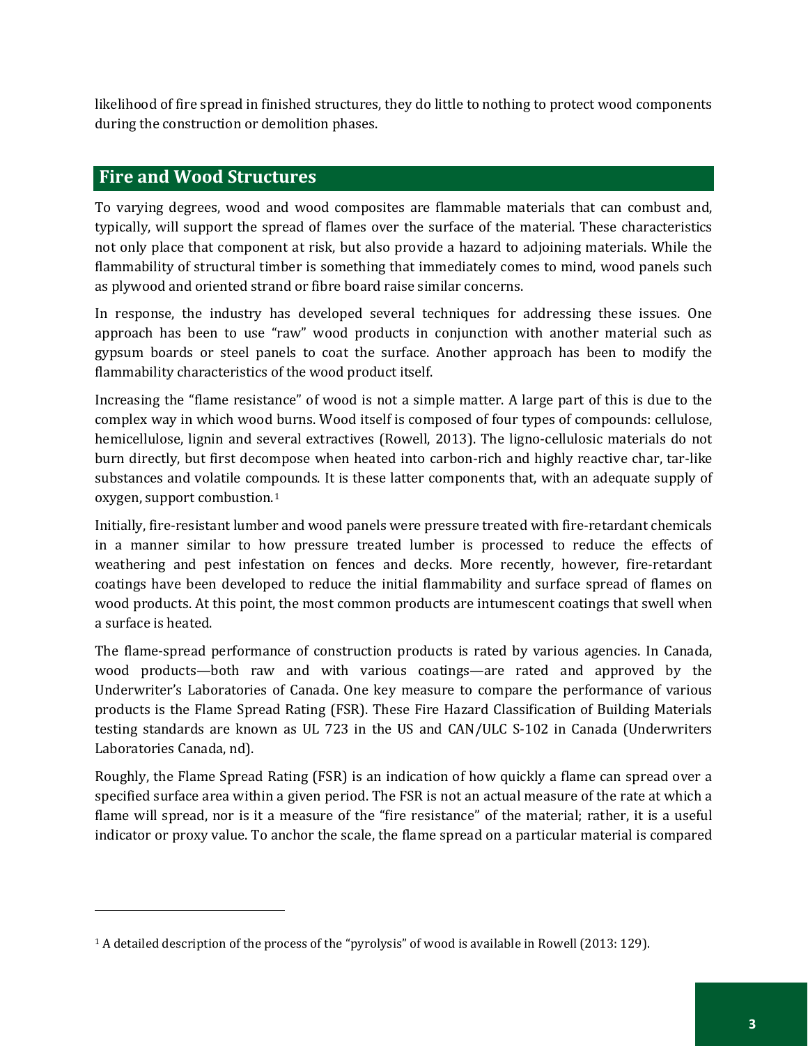likelihood of fire spread in finished structures, they do little to nothing to protect wood components during the construction or demolition phases.

## Fire and Wood Structures

To varying degrees, wood and wood composites are flammable materials that can combust and, typically, will support the spread of flames over the surface of the material. These characteristics not only place that component at risk, but also provide a hazard to adjoining materials. While the flammability of structural timber is something that immediately comes to mind, wood panels such as plywood and oriented strand or fibre board raise similar concerns.

In response, the industry has developed several techniques for addressing these issues. One approach has been to use "raw" wood products in conjunction with another material such as gypsum boards or steel panels to coat the surface. Another approach has been to modify the flammability characteristics of the wood product itself.

Increasing the "flame resistance" of wood is not a simple matter. A large part of this is due to the complex way in which wood burns. Wood itself is composed of four types of compounds: cellulose, hemicellulose, lignin and several extractives (Rowell, 2013). The ligno-cellulosic materials do not burn directly, but first decompose when heated into carbon-rich and highly reactive char, tar-like substances and volatile compounds. It is these latter components that, with an adequate supply of oxygen, support combustion.[1]

Initially, fire-resistant lumber and wood panels were pressure treated with fire-retardant chemicals in a manner similar to how pressure treated lumber is processed to reduce the effects of weathering and pest infestation on fences and decks. More recently, however, fire-retardant coatings have been developed to reduce the initial flammability and surface spread of flames on wood products. At this point, the most common products are intumescent coatings that swell when a surface is heated.

The flame-spread performance of construction products is rated by various agencies. In Canada, wood products—both raw and with various coatings—are rated and approved by the Underwriter's Laboratories of Canada. One key measure to compare the performance of various products is the Flame Spread Rating (FSR). These Fire Hazard Classification of Building Materials testing standards are known as UL 723 in the US and CAN/ULC S-102 in Canada (Underwriters Laboratories Canada, nd).

Roughly, the Flame Spread Rating (FSR) is an indication of how quickly a flame can spread over a specified surface area within a given period. The FSR is not an actual measure of the rate at which a flame will spread, nor is it a measure of the "fire resistance" of the material; rather, it is a useful indicator or proxy value. To anchor the scale, the flame spread on a particular material is compared

---

[1] A detailed description of the process of the "pyrolysis" of wood is available in Rowell (2013: 129).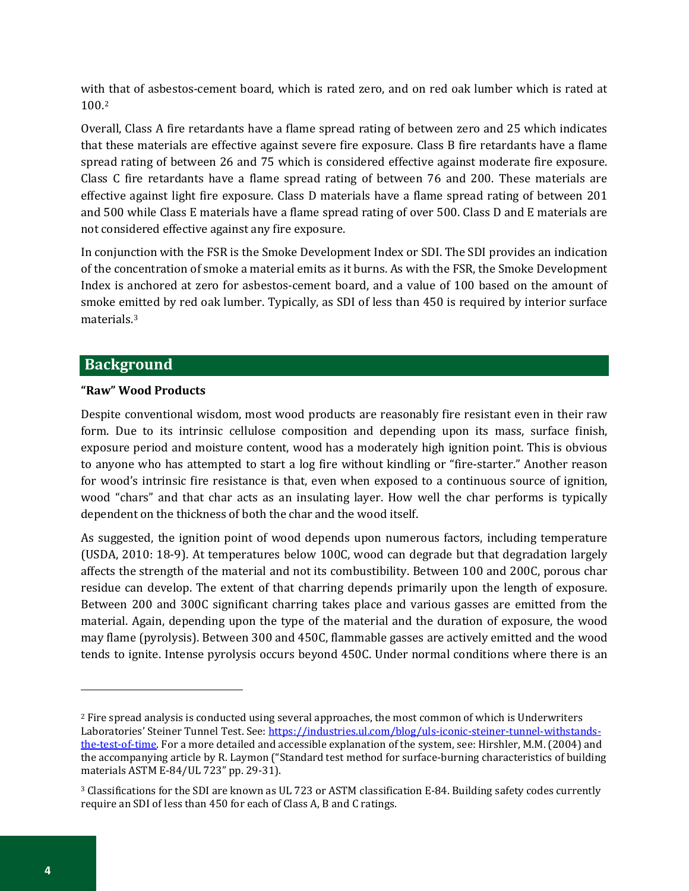with that of asbestos-cement board, which is rated zero, and on red oak lumber which is rated at 100.[2]

Overall, Class A fire retardants have a flame spread rating of between zero and 25 which indicates that these materials are effective against severe fire exposure. Class B fire retardants have a flame spread rating of between 26 and 75 which is considered effective against moderate fire exposure. Class C fire retardants have a flame spread rating of between 76 and 200. These materials are effective against light fire exposure. Class D materials have a flame spread rating of between 201 and 500 while Class E materials have a flame spread rating of over 500. Class D and E materials are not considered effective against any fire exposure.

In conjunction with the FSR is the Smoke Development Index or SDI. The SDI provides an indication of the concentration of smoke a material emits as it burns. As with the FSR, the Smoke Development Index is anchored at zero for asbestos-cement board, and a value of 100 based on the amount of smoke emitted by red oak lumber. Typically, as SDI of less than 450 is required by interior surface materials.[3]

## Background

**"Raw" Wood Products**

Despite conventional wisdom, most wood products are reasonably fire resistant even in their raw form. Due to its intrinsic cellulose composition and depending upon its mass, surface finish, exposure period and moisture content, wood has a moderately high ignition point. This is obvious to anyone who has attempted to start a log fire without kindling or "fire-starter." Another reason for wood's intrinsic fire resistance is that, even when exposed to a continuous source of ignition, wood "chars" and that char acts as an insulating layer. How well the char performs is typically dependent on the thickness of both the char and the wood itself.

As suggested, the ignition point of wood depends upon numerous factors, including temperature (USDA, 2010: 18-9). At temperatures below 100C, wood can degrade but that degradation largely affects the strength of the material and not its combustibility. Between 100 and 200C, porous char residue can develop. The extent of that charring depends primarily upon the length of exposure. Between 200 and 300C significant charring takes place and various gasses are emitted from the material. Again, depending upon the type of the material and the duration of exposure, the wood may flame (pyrolysis). Between 300 and 450C, flammable gasses are actively emitted and the wood tends to ignite. Intense pyrolysis occurs beyond 450C. Under normal conditions where there is an

---

[2] Fire spread analysis is conducted using several approaches, the most common of which is Underwriters Laboratories' Steiner Tunnel Test. See: https://industries.ul.com/blog/uls-iconic-steiner-tunnel-withstands-the-test-of-time. For a more detailed and accessible explanation of the system, see: Hirshler, M.M. (2004) and the accompanying article by R. Laymon ("Standard test method for surface-burning characteristics of building materials ASTM E-84/UL 723" pp. 29-31).

[3] Classifications for the SDI are known as UL 723 or ASTM classification E-84. Building safety codes currently require an SDI of less than 450 for each of Class A, B and C ratings.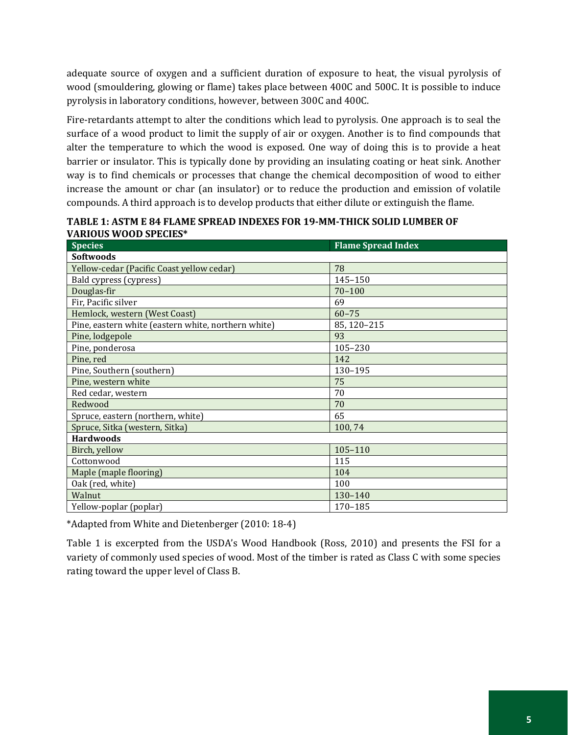adequate source of oxygen and a sufficient duration of exposure to heat, the visual pyrolysis of wood (smouldering, glowing or flame) takes place between 400C and 500C. It is possible to induce pyrolysis in laboratory conditions, however, between 300C and 400C.

Fire-retardants attempt to alter the conditions which lead to pyrolysis. One approach is to seal the surface of a wood product to limit the supply of air or oxygen. Another is to find compounds that alter the temperature to which the wood is exposed. One way of doing this is to provide a heat barrier or insulator. This is typically done by providing an insulating coating or heat sink. Another way is to find chemicals or processes that change the chemical decomposition of wood to either increase the amount or char (an insulator) or to reduce the production and emission of volatile compounds. A third approach is to develop products that either dilute or extinguish the flame.

**TABLE 1: ASTM E 84 FLAME SPREAD INDEXES FOR 19-MM-THICK SOLID LUMBER OF VARIOUS WOOD SPECIES***

| Species | Flame Spread Index |
|---|---|
| **Softwoods** | |
| Yellow-cedar (Pacific Coast yellow cedar) | 78 |
| Bald cypress (cypress) | 145–150 |
| Douglas-fir | 70–100 |
| Fir, Pacific silver | 69 |
| Hemlock, western (West Coast) | 60–75 |
| Pine, eastern white (eastern white, northern white) | 85, 120–215 |
| Pine, lodgepole | 93 |
| Pine, ponderosa | 105–230 |
| Pine, red | 142 |
| Pine, Southern (southern) | 130–195 |
| Pine, western white | 75 |
| Red cedar, western | 70 |
| Redwood | 70 |
| Spruce, eastern (northern, white) | 65 |
| Spruce, Sitka (western, Sitka) | 100, 74 |
| **Hardwoods** | |
| Birch, yellow | 105–110 |
| Cottonwood | 115 |
| Maple (maple flooring) | 104 |
| Oak (red, white) | 100 |
| Walnut | 130–140 |
| Yellow-poplar (poplar) | 170–185 |

*Adapted from White and Dietenberger (2010: 18-4)

Table 1 is excerpted from the USDA's Wood Handbook (Ross, 2010) and presents the FSI for a variety of commonly used species of wood. Most of the timber is rated as Class C with some species rating toward the upper level of Class B.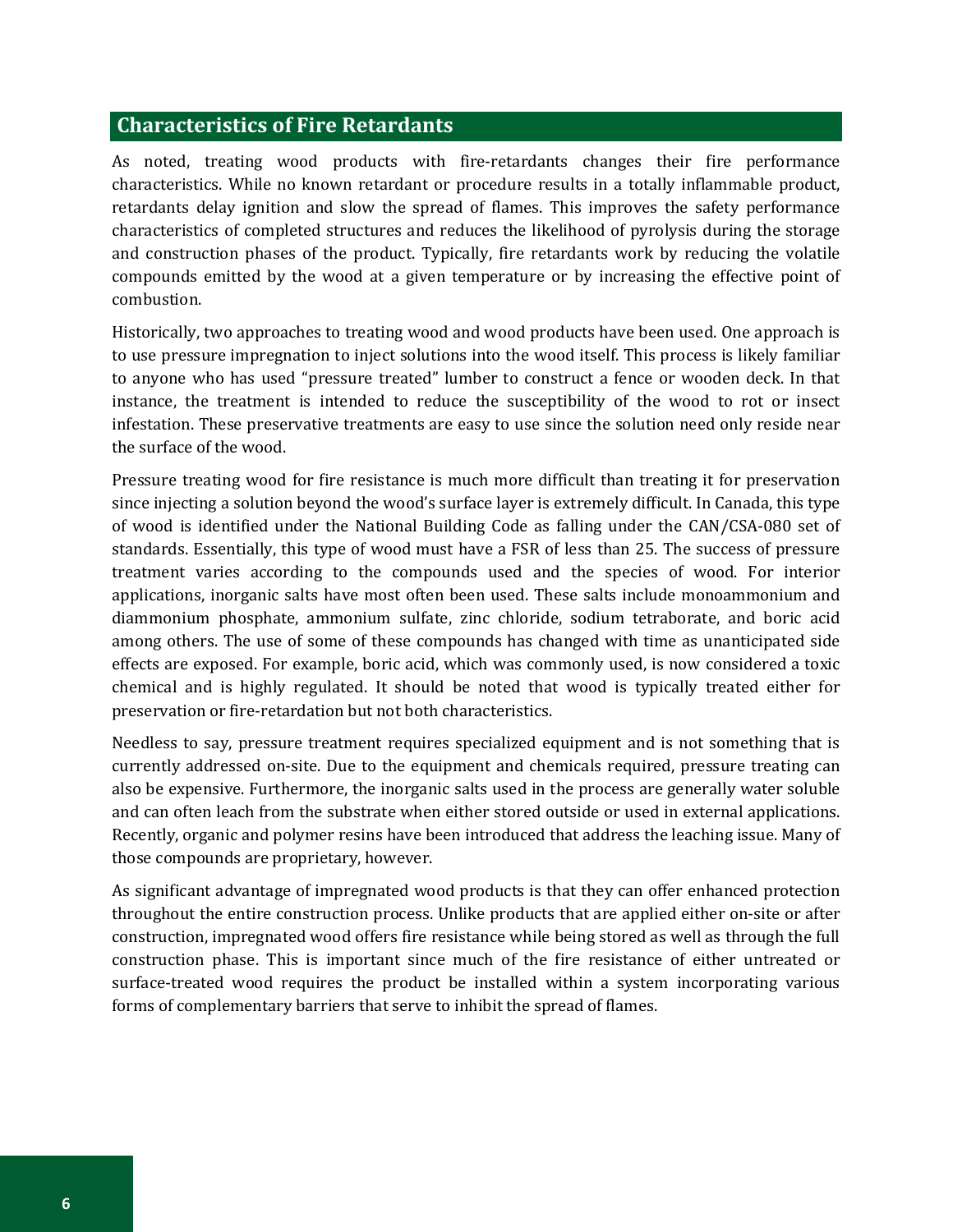## Characteristics of Fire Retardants

As noted, treating wood products with fire-retardants changes their fire performance characteristics. While no known retardant or procedure results in a totally inflammable product, retardants delay ignition and slow the spread of flames. This improves the safety performance characteristics of completed structures and reduces the likelihood of pyrolysis during the storage and construction phases of the product. Typically, fire retardants work by reducing the volatile compounds emitted by the wood at a given temperature or by increasing the effective point of combustion.

Historically, two approaches to treating wood and wood products have been used. One approach is to use pressure impregnation to inject solutions into the wood itself. This process is likely familiar to anyone who has used "pressure treated" lumber to construct a fence or wooden deck. In that instance, the treatment is intended to reduce the susceptibility of the wood to rot or insect infestation. These preservative treatments are easy to use since the solution need only reside near the surface of the wood.

Pressure treating wood for fire resistance is much more difficult than treating it for preservation since injecting a solution beyond the wood's surface layer is extremely difficult. In Canada, this type of wood is identified under the National Building Code as falling under the CAN/CSA-080 set of standards. Essentially, this type of wood must have a FSR of less than 25. The success of pressure treatment varies according to the compounds used and the species of wood. For interior applications, inorganic salts have most often been used. These salts include monoammonium and diammonium phosphate, ammonium sulfate, zinc chloride, sodium tetraborate, and boric acid among others. The use of some of these compounds has changed with time as unanticipated side effects are exposed. For example, boric acid, which was commonly used, is now considered a toxic chemical and is highly regulated. It should be noted that wood is typically treated either for preservation or fire-retardation but not both characteristics.

Needless to say, pressure treatment requires specialized equipment and is not something that is currently addressed on-site. Due to the equipment and chemicals required, pressure treating can also be expensive. Furthermore, the inorganic salts used in the process are generally water soluble and can often leach from the substrate when either stored outside or used in external applications. Recently, organic and polymer resins have been introduced that address the leaching issue. Many of those compounds are proprietary, however.

As significant advantage of impregnated wood products is that they can offer enhanced protection throughout the entire construction process. Unlike products that are applied either on-site or after construction, impregnated wood offers fire resistance while being stored as well as through the full construction phase. This is important since much of the fire resistance of either untreated or surface-treated wood requires the product be installed within a system incorporating various forms of complementary barriers that serve to inhibit the spread of flames.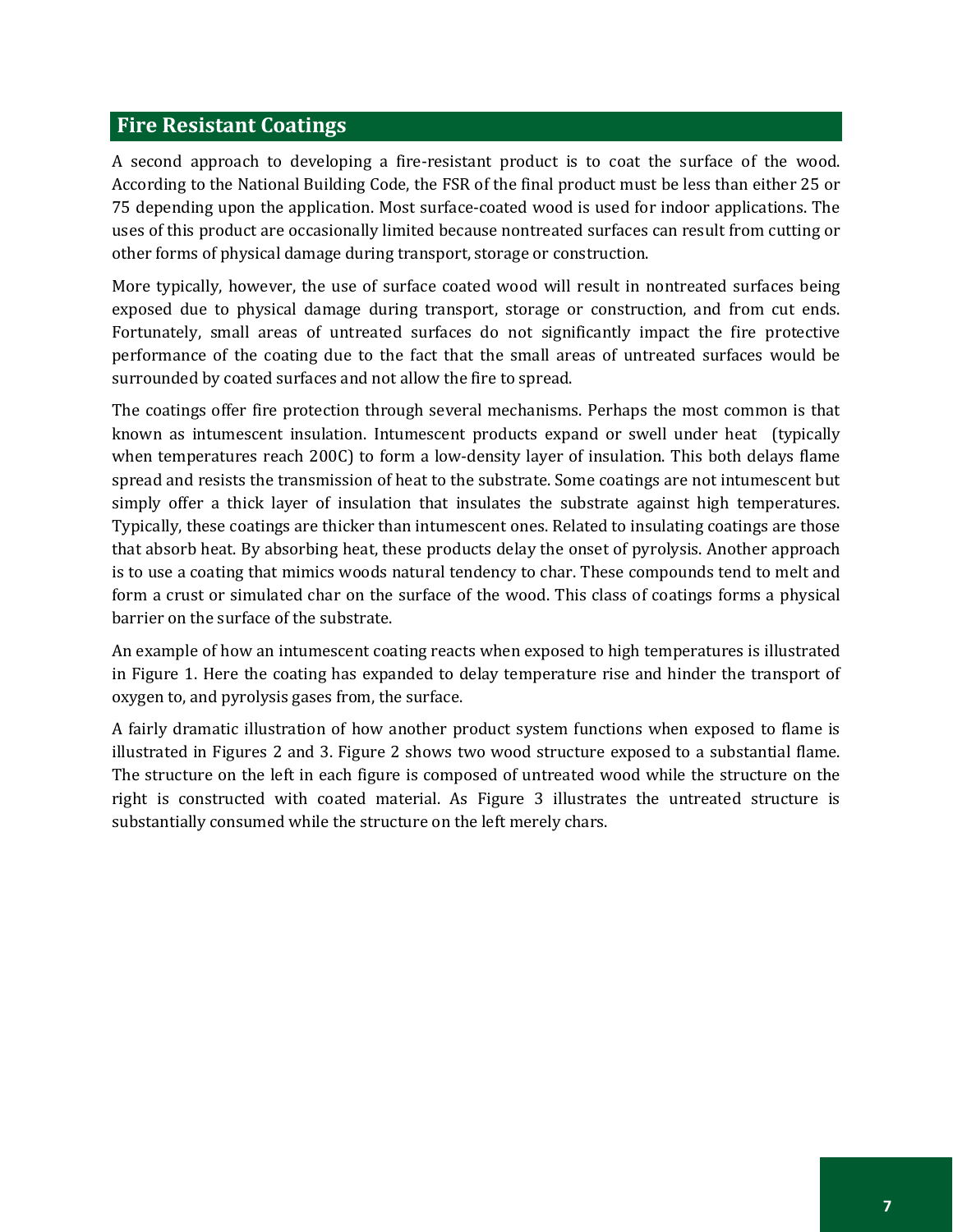## Fire Resistant Coatings

A second approach to developing a fire-resistant product is to coat the surface of the wood. According to the National Building Code, the FSR of the final product must be less than either 25 or 75 depending upon the application. Most surface-coated wood is used for indoor applications. The uses of this product are occasionally limited because nontreated surfaces can result from cutting or other forms of physical damage during transport, storage or construction.

More typically, however, the use of surface coated wood will result in nontreated surfaces being exposed due to physical damage during transport, storage or construction, and from cut ends. Fortunately, small areas of untreated surfaces do not significantly impact the fire protective performance of the coating due to the fact that the small areas of untreated surfaces would be surrounded by coated surfaces and not allow the fire to spread.

The coatings offer fire protection through several mechanisms. Perhaps the most common is that known as intumescent insulation. Intumescent products expand or swell under heat (typically when temperatures reach 200C) to form a low-density layer of insulation. This both delays flame spread and resists the transmission of heat to the substrate. Some coatings are not intumescent but simply offer a thick layer of insulation that insulates the substrate against high temperatures. Typically, these coatings are thicker than intumescent ones. Related to insulating coatings are those that absorb heat. By absorbing heat, these products delay the onset of pyrolysis. Another approach is to use a coating that mimics woods natural tendency to char. These compounds tend to melt and form a crust or simulated char on the surface of the wood. This class of coatings forms a physical barrier on the surface of the substrate.

An example of how an intumescent coating reacts when exposed to high temperatures is illustrated in Figure 1. Here the coating has expanded to delay temperature rise and hinder the transport of oxygen to, and pyrolysis gases from, the surface.

A fairly dramatic illustration of how another product system functions when exposed to flame is illustrated in Figures 2 and 3. Figure 2 shows two wood structure exposed to a substantial flame. The structure on the left in each figure is composed of untreated wood while the structure on the right is constructed with coated material. As Figure 3 illustrates the untreated structure is substantially consumed while the structure on the left merely chars.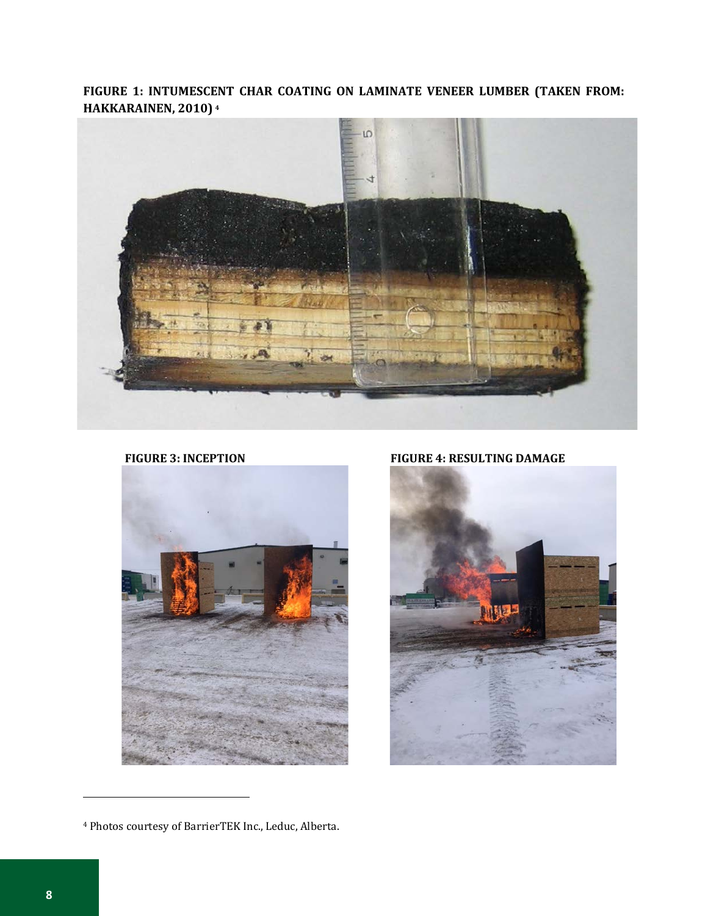**FIGURE 1: INTUMESCENT CHAR COATING ON LAMINATE VENEER LUMBER (TAKEN FROM: HAKKARAINEN, 2010)** [4]

**FIGURE 3: INCEPTION**

**FIGURE 4: RESULTING DAMAGE**

[4] Photos courtesy of BarrierTEK Inc., Leduc, Alberta.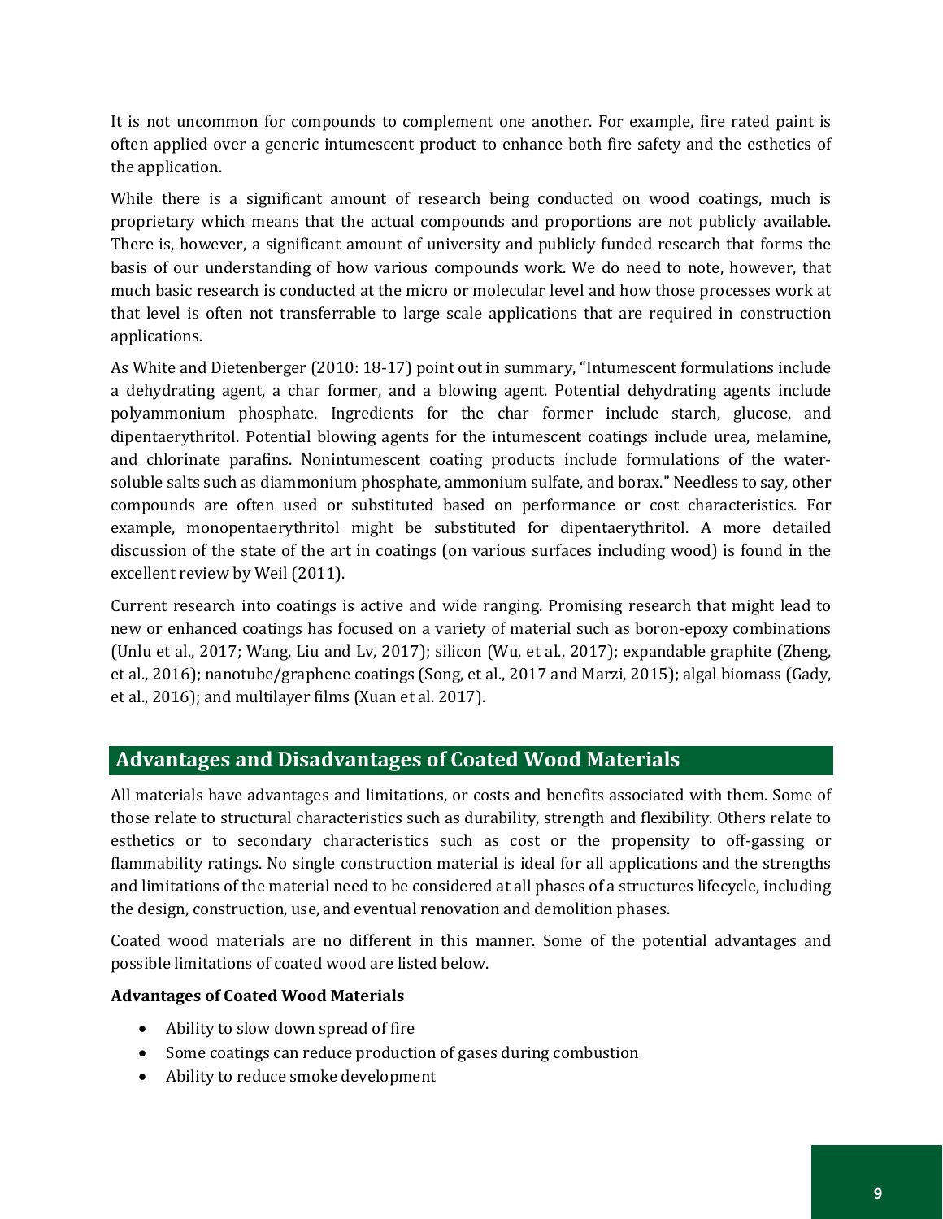It is not uncommon for compounds to complement one another. For example, fire rated paint is often applied over a generic intumescent product to enhance both fire safety and the esthetics of the application.

While there is a significant amount of research being conducted on wood coatings, much is proprietary which means that the actual compounds and proportions are not publicly available. There is, however, a significant amount of university and publicly funded research that forms the basis of our understanding of how various compounds work. We do need to note, however, that much basic research is conducted at the micro or molecular level and how those processes work at that level is often not transferrable to large scale applications that are required in construction applications.

As White and Dietenberger (2010: 18-17) point out in summary, "Intumescent formulations include a dehydrating agent, a char former, and a blowing agent. Potential dehydrating agents include polyammonium phosphate. Ingredients for the char former include starch, glucose, and dipentaerythritol. Potential blowing agents for the intumescent coatings include urea, melamine, and chlorinate parafins. Nonintumescent coating products include formulations of the water-soluble salts such as diammonium phosphate, ammonium sulfate, and borax." Needless to say, other compounds are often used or substituted based on performance or cost characteristics. For example, monopentaerythritol might be substituted for dipentaerythritol. A more detailed discussion of the state of the art in coatings (on various surfaces including wood) is found in the excellent review by Weil (2011).

Current research into coatings is active and wide ranging. Promising research that might lead to new or enhanced coatings has focused on a variety of material such as boron-epoxy combinations (Unlu et al., 2017; Wang, Liu and Lv, 2017); silicon (Wu, et al., 2017); expandable graphite (Zheng, et al., 2016); nanotube/graphene coatings (Song, et al., 2017 and Marzi, 2015); algal biomass (Gady, et al., 2016); and multilayer films (Xuan et al. 2017).

## Advantages and Disadvantages of Coated Wood Materials

All materials have advantages and limitations, or costs and benefits associated with them. Some of those relate to structural characteristics such as durability, strength and flexibility. Others relate to esthetics or to secondary characteristics such as cost or the propensity to off-gassing or flammability ratings. No single construction material is ideal for all applications and the strengths and limitations of the material need to be considered at all phases of a structures lifecycle, including the design, construction, use, and eventual renovation and demolition phases.

Coated wood materials are no different in this manner. Some of the potential advantages and possible limitations of coated wood are listed below.

**Advantages of Coated Wood Materials**

- Ability to slow down spread of fire
- Some coatings can reduce production of gases during combustion
- Ability to reduce smoke development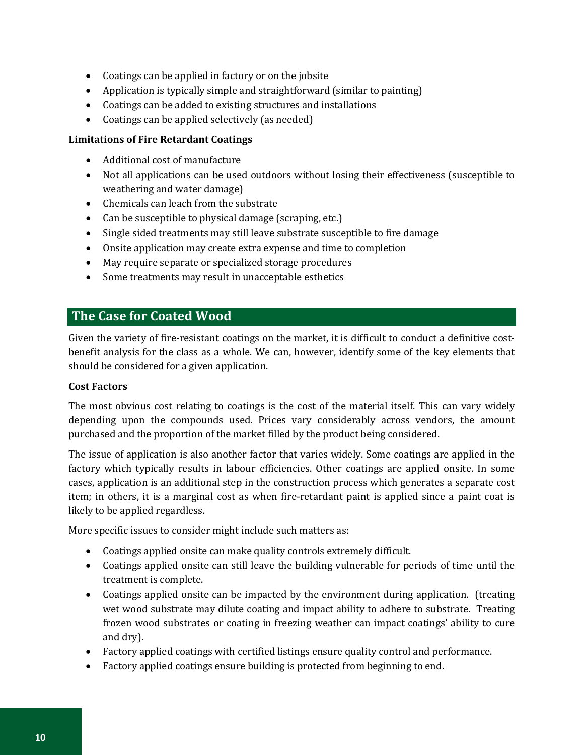- Coatings can be applied in factory or on the jobsite
- Application is typically simple and straightforward (similar to painting)
- Coatings can be added to existing structures and installations
- Coatings can be applied selectively (as needed)

**Limitations of Fire Retardant Coatings**

- Additional cost of manufacture
- Not all applications can be used outdoors without losing their effectiveness (susceptible to weathering and water damage)
- Chemicals can leach from the substrate
- Can be susceptible to physical damage (scraping, etc.)
- Single sided treatments may still leave substrate susceptible to fire damage
- Onsite application may create extra expense and time to completion
- May require separate or specialized storage procedures
- Some treatments may result in unacceptable esthetics

## The Case for Coated Wood

Given the variety of fire-resistant coatings on the market, it is difficult to conduct a definitive cost-benefit analysis for the class as a whole. We can, however, identify some of the key elements that should be considered for a given application.

**Cost Factors**

The most obvious cost relating to coatings is the cost of the material itself. This can vary widely depending upon the compounds used. Prices vary considerably across vendors, the amount purchased and the proportion of the market filled by the product being considered.

The issue of application is also another factor that varies widely. Some coatings are applied in the factory which typically results in labour efficiencies. Other coatings are applied onsite. In some cases, application is an additional step in the construction process which generates a separate cost item; in others, it is a marginal cost as when fire-retardant paint is applied since a paint coat is likely to be applied regardless.

More specific issues to consider might include such matters as:

- Coatings applied onsite can make quality controls extremely difficult.
- Coatings applied onsite can still leave the building vulnerable for periods of time until the treatment is complete.
- Coatings applied onsite can be impacted by the environment during application. (treating wet wood substrate may dilute coating and impact ability to adhere to substrate. Treating frozen wood substrates or coating in freezing weather can impact coatings' ability to cure and dry).
- Factory applied coatings with certified listings ensure quality control and performance.
- Factory applied coatings ensure building is protected from beginning to end.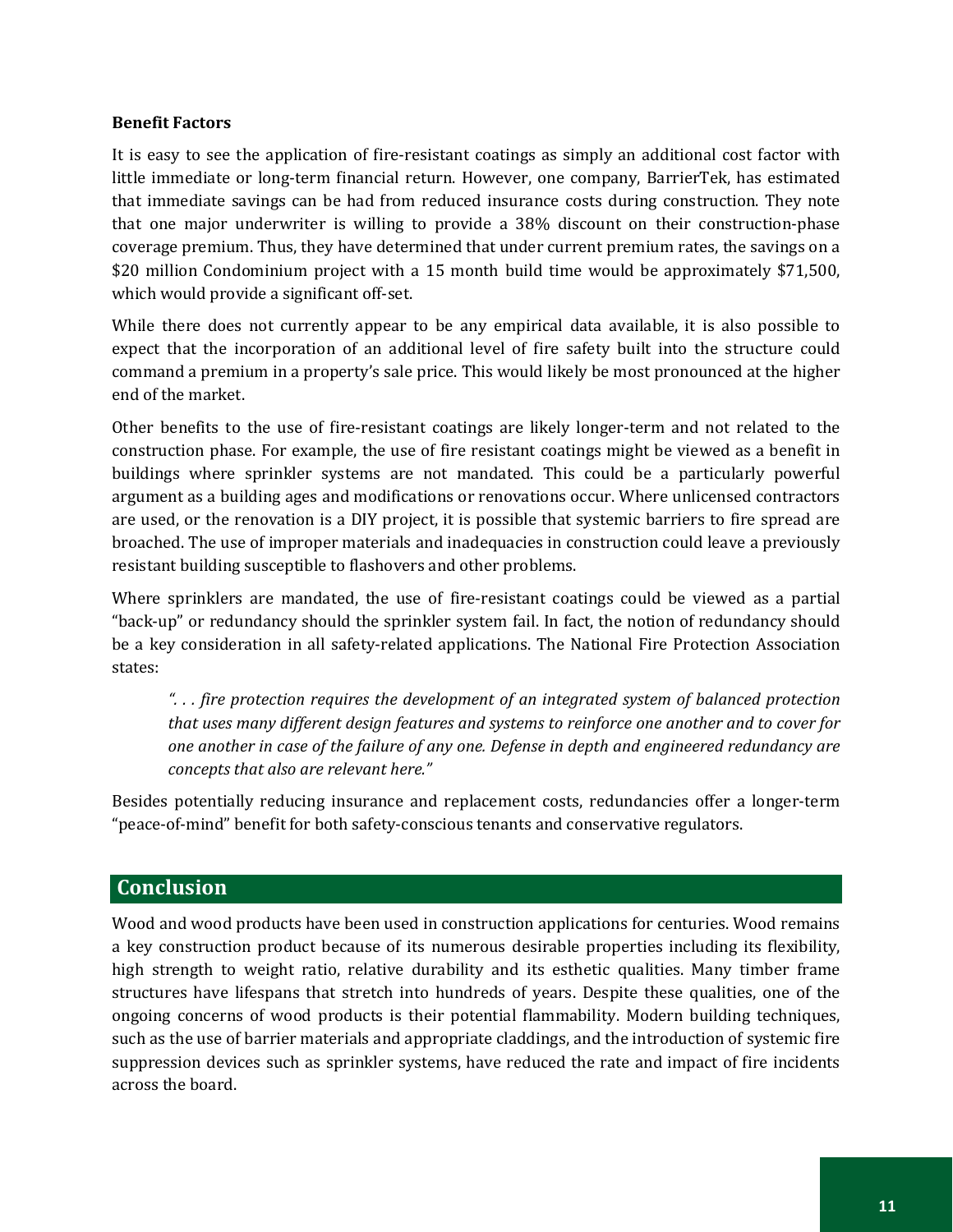**Benefit Factors**

It is easy to see the application of fire-resistant coatings as simply an additional cost factor with little immediate or long-term financial return. However, one company, BarrierTek, has estimated that immediate savings can be had from reduced insurance costs during construction. They note that one major underwriter is willing to provide a 38% discount on their construction-phase coverage premium. Thus, they have determined that under current premium rates, the savings on a $20 million Condominium project with a 15 month build time would be approximately $71,500, which would provide a significant off-set.

While there does not currently appear to be any empirical data available, it is also possible to expect that the incorporation of an additional level of fire safety built into the structure could command a premium in a property's sale price. This would likely be most pronounced at the higher end of the market.

Other benefits to the use of fire-resistant coatings are likely longer-term and not related to the construction phase. For example, the use of fire resistant coatings might be viewed as a benefit in buildings where sprinkler systems are not mandated. This could be a particularly powerful argument as a building ages and modifications or renovations occur. Where unlicensed contractors are used, or the renovation is a DIY project, it is possible that systemic barriers to fire spread are broached. The use of improper materials and inadequacies in construction could leave a previously resistant building susceptible to flashovers and other problems.

Where sprinklers are mandated, the use of fire-resistant coatings could be viewed as a partial "back-up" or redundancy should the sprinkler system fail. In fact, the notion of redundancy should be a key consideration in all safety-related applications. The National Fire Protection Association states:

> *". . . fire protection requires the development of an integrated system of balanced protection that uses many different design features and systems to reinforce one another and to cover for one another in case of the failure of any one. Defense in depth and engineered redundancy are concepts that also are relevant here."*

Besides potentially reducing insurance and replacement costs, redundancies offer a longer-term "peace-of-mind" benefit for both safety-conscious tenants and conservative regulators.

## Conclusion

Wood and wood products have been used in construction applications for centuries. Wood remains a key construction product because of its numerous desirable properties including its flexibility, high strength to weight ratio, relative durability and its esthetic qualities. Many timber frame structures have lifespans that stretch into hundreds of years. Despite these qualities, one of the ongoing concerns of wood products is their potential flammability. Modern building techniques, such as the use of barrier materials and appropriate claddings, and the introduction of systemic fire suppression devices such as sprinkler systems, have reduced the rate and impact of fire incidents across the board.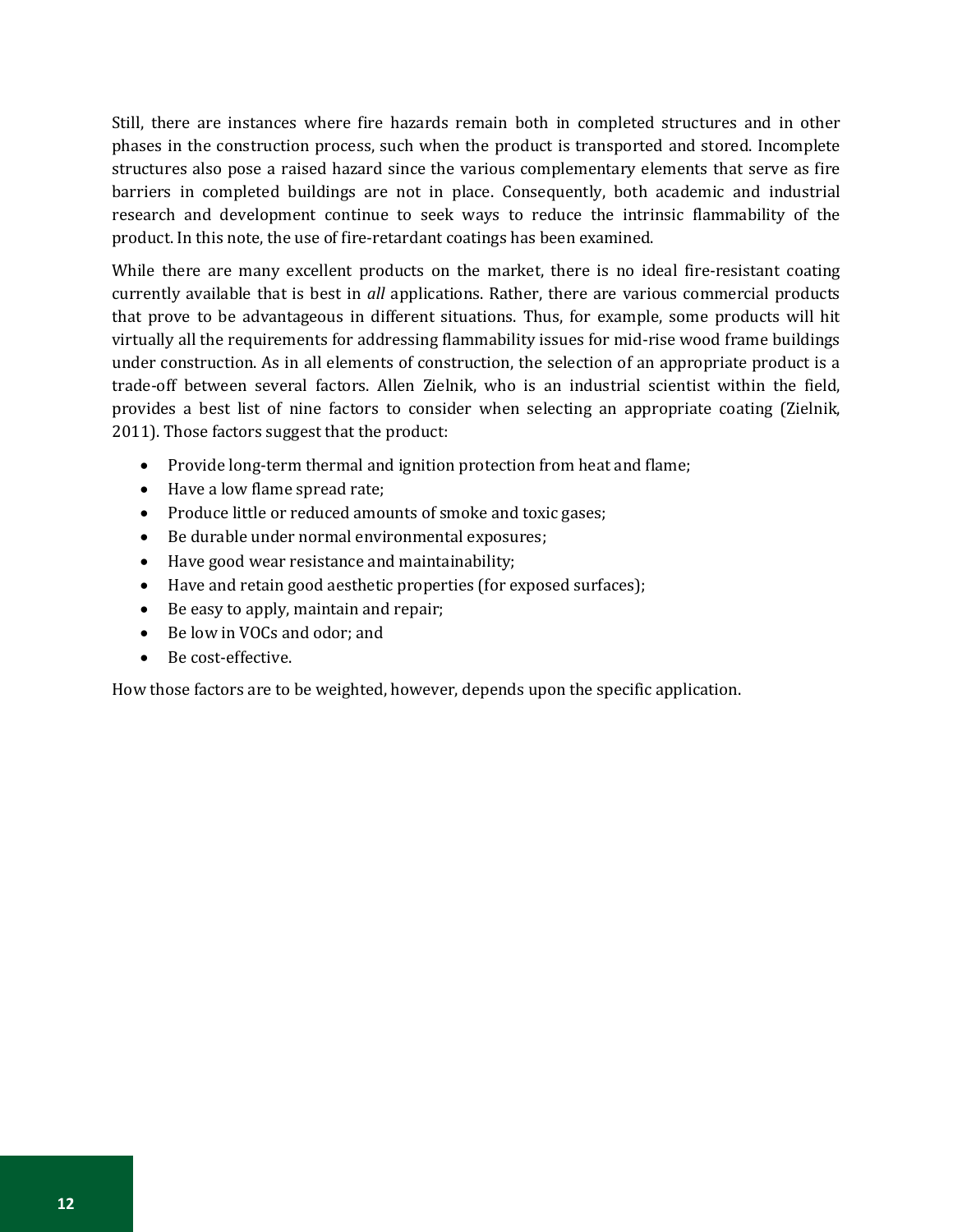Still, there are instances where fire hazards remain both in completed structures and in other phases in the construction process, such when the product is transported and stored. Incomplete structures also pose a raised hazard since the various complementary elements that serve as fire barriers in completed buildings are not in place. Consequently, both academic and industrial research and development continue to seek ways to reduce the intrinsic flammability of the product. In this note, the use of fire-retardant coatings has been examined.

While there are many excellent products on the market, there is no ideal fire-resistant coating currently available that is best in *all* applications. Rather, there are various commercial products that prove to be advantageous in different situations. Thus, for example, some products will hit virtually all the requirements for addressing flammability issues for mid-rise wood frame buildings under construction. As in all elements of construction, the selection of an appropriate product is a trade-off between several factors. Allen Zielnik, who is an industrial scientist within the field, provides a best list of nine factors to consider when selecting an appropriate coating (Zielnik, 2011). Those factors suggest that the product:

- Provide long-term thermal and ignition protection from heat and flame;
- Have a low flame spread rate;
- Produce little or reduced amounts of smoke and toxic gases;
- Be durable under normal environmental exposures;
- Have good wear resistance and maintainability;
- Have and retain good aesthetic properties (for exposed surfaces);
- Be easy to apply, maintain and repair;
- Be low in VOCs and odor; and
- Be cost-effective.

How those factors are to be weighted, however, depends upon the specific application.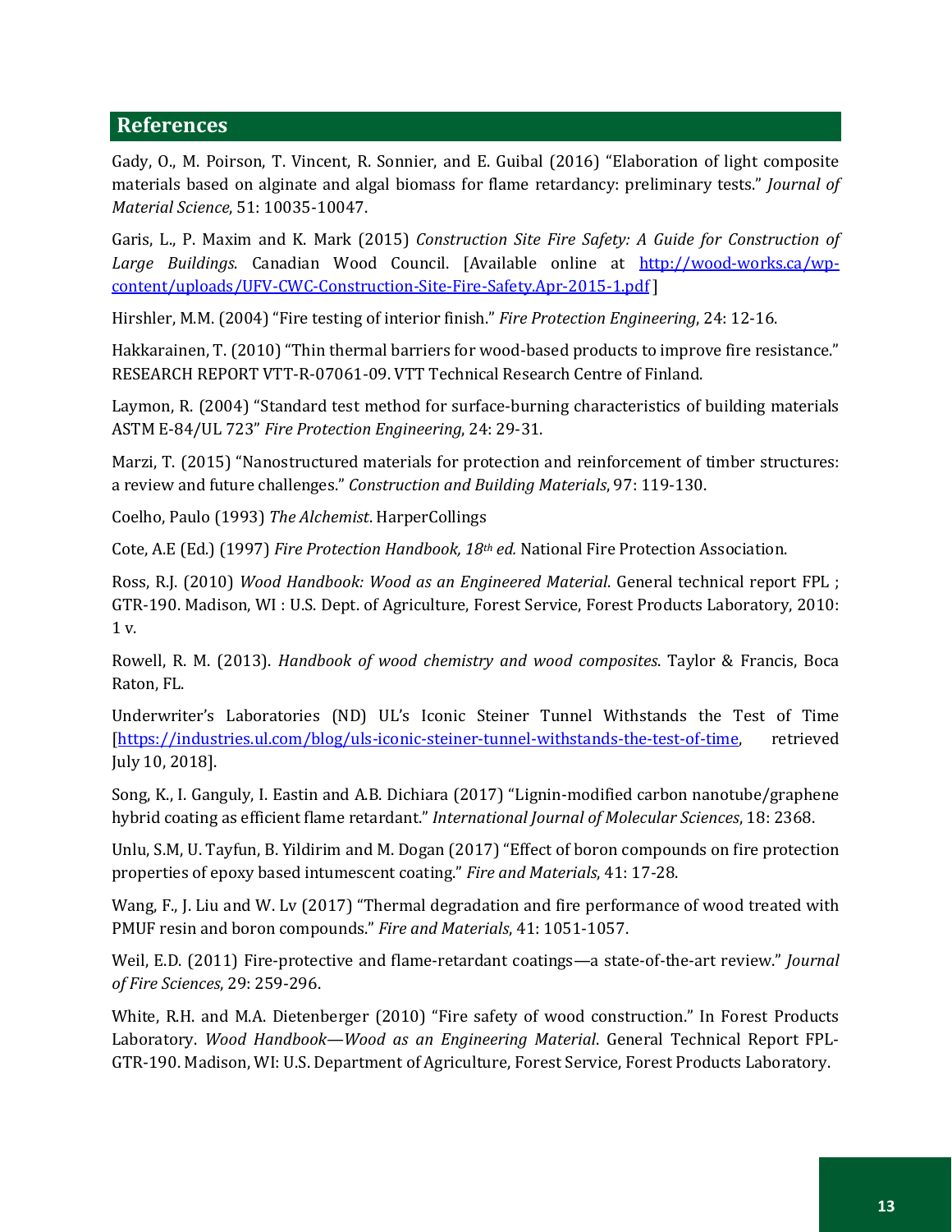## References

Gady, O., M. Poirson, T. Vincent, R. Sonnier, and E. Guibal (2016) "Elaboration of light composite materials based on alginate and algal biomass for flame retardancy: preliminary tests." *Journal of Material Science*, 51: 10035-10047.

Garis, L., P. Maxim and K. Mark (2015) *Construction Site Fire Safety: A Guide for Construction of Large Buildings*. Canadian Wood Council. [Available online at http://wood-works.ca/wp-content/uploads/UFV-CWC-Construction-Site-Fire-Safety.Apr-2015-1.pdf ]

Hirshler, M.M. (2004) "Fire testing of interior finish." *Fire Protection Engineering*, 24: 12-16.

Hakkarainen, T. (2010) "Thin thermal barriers for wood-based products to improve fire resistance." RESEARCH REPORT VTT-R-07061-09. VTT Technical Research Centre of Finland.

Laymon, R. (2004) "Standard test method for surface-burning characteristics of building materials ASTM E-84/UL 723" *Fire Protection Engineering*, 24: 29-31.

Marzi, T. (2015) "Nanostructured materials for protection and reinforcement of timber structures: a review and future challenges." *Construction and Building Materials*, 97: 119-130.

Coelho, Paulo (1993) *The Alchemist*. HarperCollings

Cote, A.E (Ed.) (1997) *Fire Protection Handbook, 18th ed.* National Fire Protection Association.

Ross, R.J. (2010) *Wood Handbook: Wood as an Engineered Material*. General technical report FPL ; GTR-190. Madison, WI : U.S. Dept. of Agriculture, Forest Service, Forest Products Laboratory, 2010: 1 v.

Rowell, R. M. (2013). *Handbook of wood chemistry and wood composites*. Taylor & Francis, Boca Raton, FL.

Underwriter's Laboratories (ND) UL's Iconic Steiner Tunnel Withstands the Test of Time [https://industries.ul.com/blog/uls-iconic-steiner-tunnel-withstands-the-test-of-time, retrieved July 10, 2018].

Song, K., I. Ganguly, I. Eastin and A.B. Dichiara (2017) "Lignin-modified carbon nanotube/graphene hybrid coating as efficient flame retardant." *International Journal of Molecular Sciences*, 18: 2368.

Unlu, S.M, U. Tayfun, B. Yildirim and M. Dogan (2017) "Effect of boron compounds on fire protection properties of epoxy based intumescent coating." *Fire and Materials*, 41: 17-28.

Wang, F., J. Liu and W. Lv (2017) "Thermal degradation and fire performance of wood treated with PMUF resin and boron compounds." *Fire and Materials*, 41: 1051-1057.

Weil, E.D. (2011) Fire-protective and flame-retardant coatings—a state-of-the-art review." *Journal of Fire Sciences*, 29: 259-296.

White, R.H. and M.A. Dietenberger (2010) "Fire safety of wood construction." In Forest Products Laboratory. *Wood Handbook—Wood as an Engineering Material*. General Technical Report FPL-GTR-190. Madison, WI: U.S. Department of Agriculture, Forest Service, Forest Products Laboratory.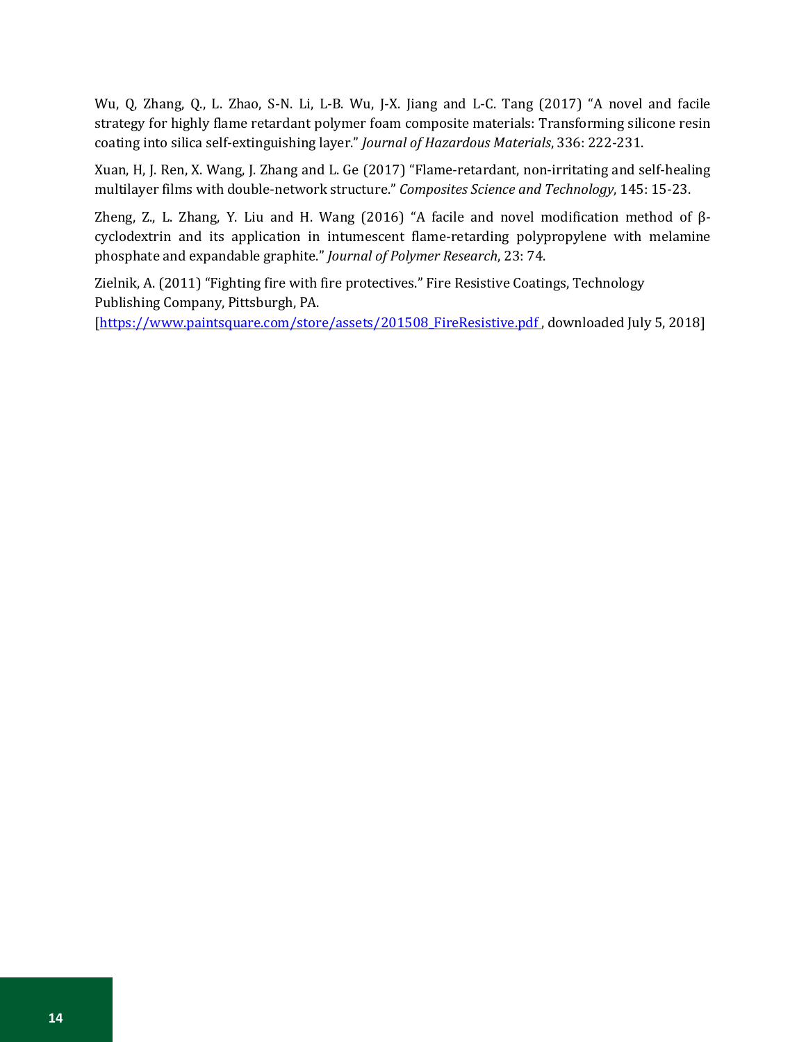Wu, Q, Zhang, Q., L. Zhao, S-N. Li, L-B. Wu, J-X. Jiang and L-C. Tang (2017) "A novel and facile strategy for highly flame retardant polymer foam composite materials: Transforming silicone resin coating into silica self-extinguishing layer." *Journal of Hazardous Materials*, 336: 222-231.

Xuan, H, J. Ren, X. Wang, J. Zhang and L. Ge (2017) "Flame-retardant, non-irritating and self-healing multilayer films with double-network structure." *Composites Science and Technology*, 145: 15-23.

Zheng, Z., L. Zhang, Y. Liu and H. Wang (2016) "A facile and novel modification method of β-cyclodextrin and its application in intumescent flame-retarding polypropylene with melamine phosphate and expandable graphite." *Journal of Polymer Research*, 23: 74.

Zielnik, A. (2011) "Fighting fire with fire protectives." Fire Resistive Coatings, Technology Publishing Company, Pittsburgh, PA.
[https://www.paintsquare.com/store/assets/201508_FireResistive.pdf , downloaded July 5, 2018]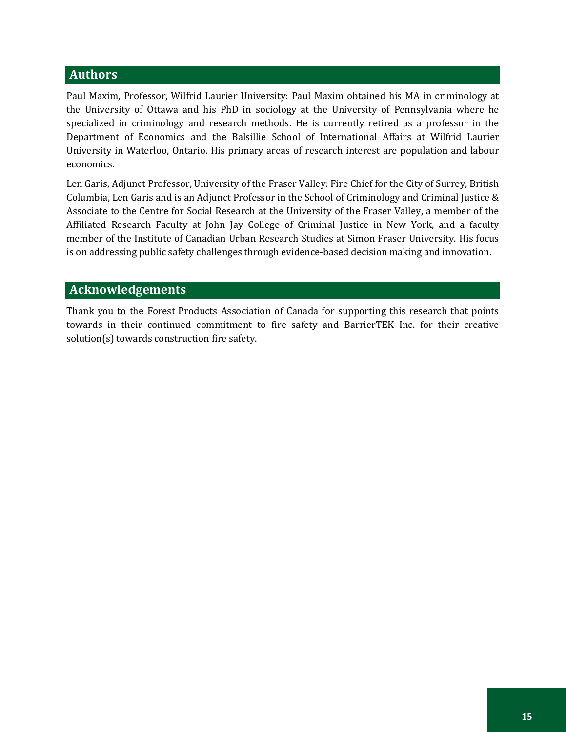## Authors

Paul Maxim, Professor, Wilfrid Laurier University: Paul Maxim obtained his MA in criminology at the University of Ottawa and his PhD in sociology at the University of Pennsylvania where he specialized in criminology and research methods. He is currently retired as a professor in the Department of Economics and the Balsillie School of International Affairs at Wilfrid Laurier University in Waterloo, Ontario. His primary areas of research interest are population and labour economics.

Len Garis, Adjunct Professor, University of the Fraser Valley: Fire Chief for the City of Surrey, British Columbia, Len Garis and is an Adjunct Professor in the School of Criminology and Criminal Justice & Associate to the Centre for Social Research at the University of the Fraser Valley, a member of the Affiliated Research Faculty at John Jay College of Criminal Justice in New York, and a faculty member of the Institute of Canadian Urban Research Studies at Simon Fraser University. His focus is on addressing public safety challenges through evidence-based decision making and innovation.

## Acknowledgements

Thank you to the Forest Products Association of Canada for supporting this research that points towards in their continued commitment to fire safety and BarrierTEK Inc. for their creative solution(s) towards construction fire safety.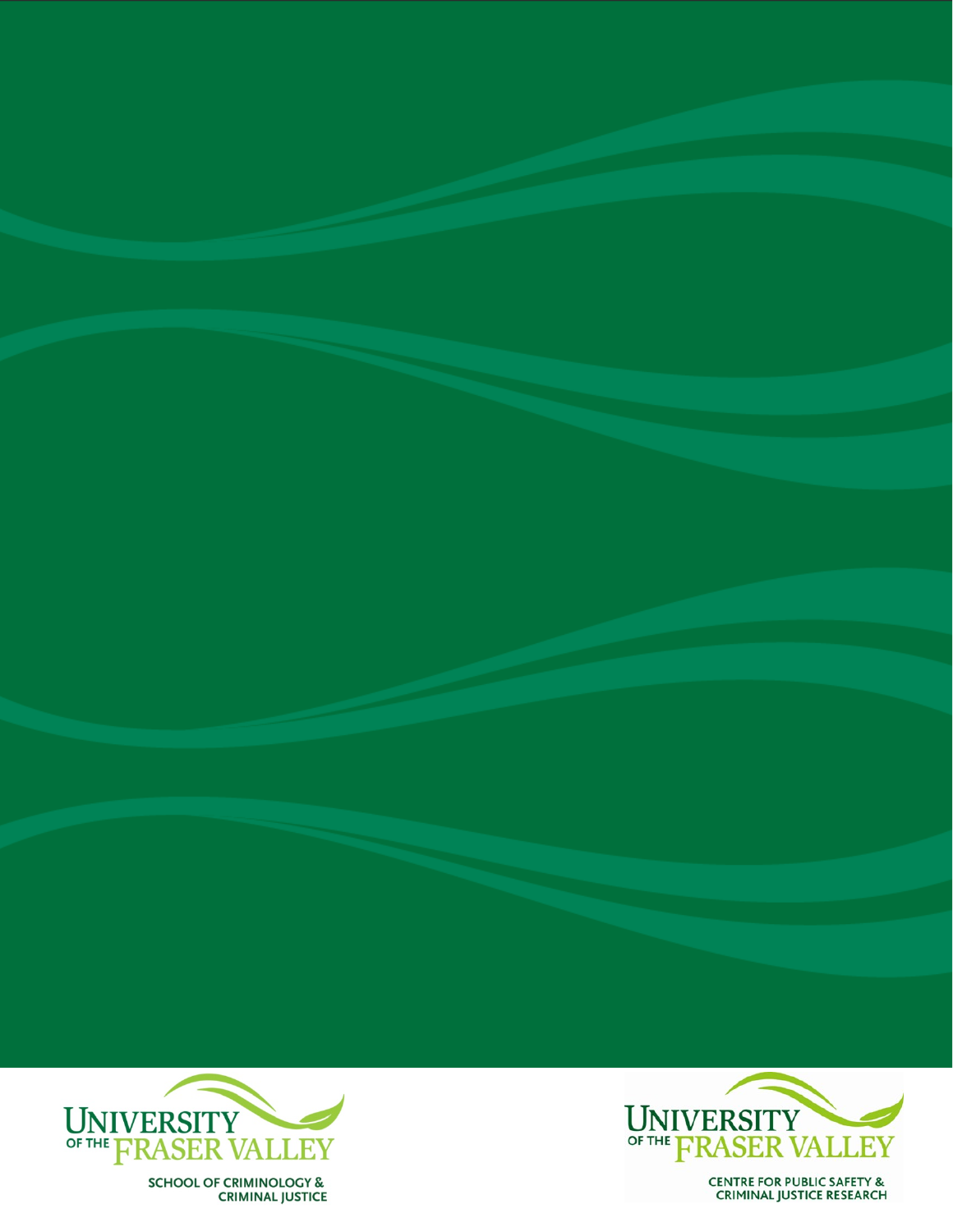UNIVERSITY OF THE FRASER VALLEY

SCHOOL OF CRIMINOLOGY & CRIMINAL JUSTICE

UNIVERSITY OF THE FRASER VALLEY

CENTRE FOR PUBLIC SAFETY & CRIMINAL JUSTICE RESEARCH